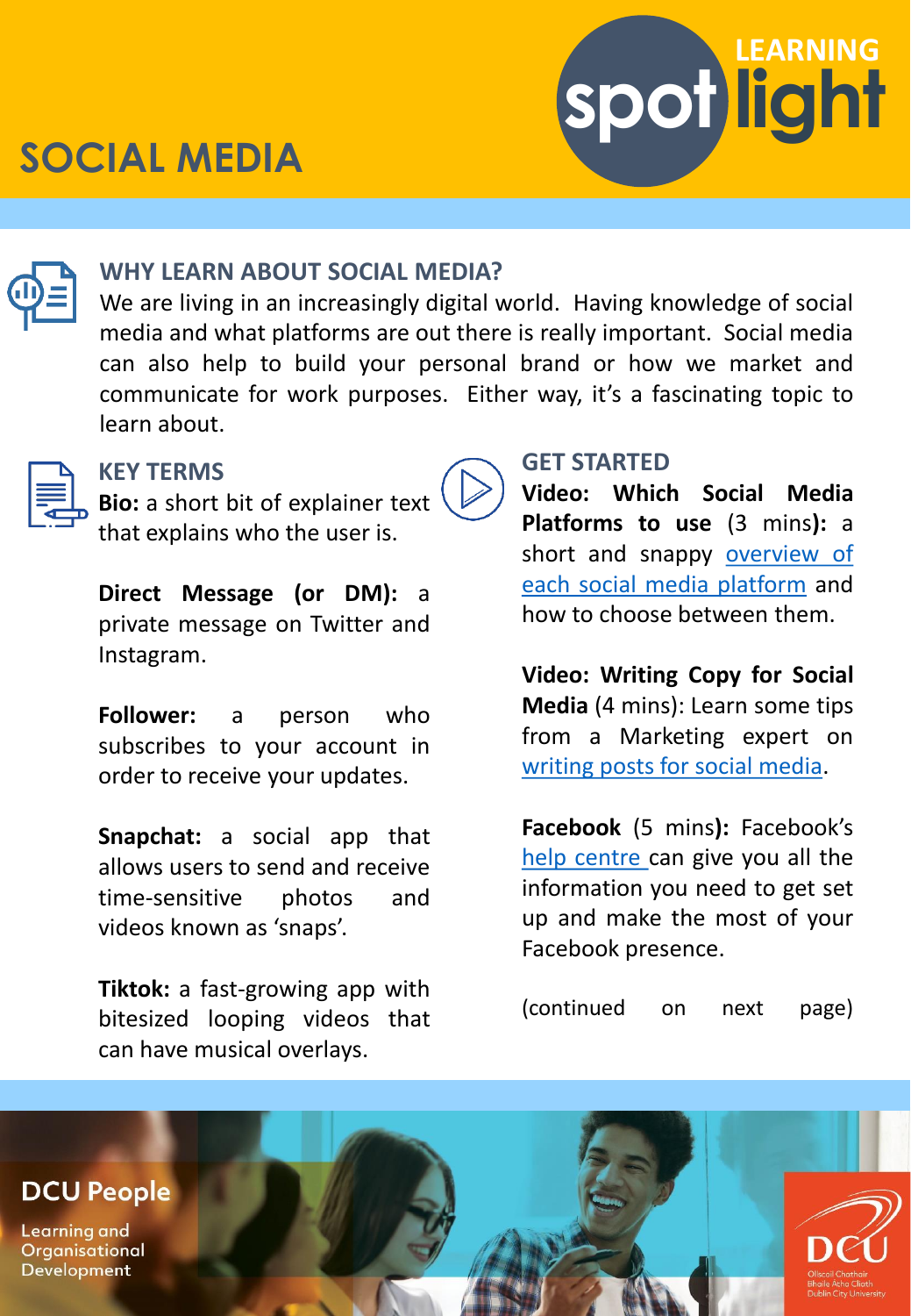# SOCIAL MEDIA

LEARNING spotlight

## WHY LEARN ABOUT SOCIAL MEDIA?

We are living in an increasingly digital world. Having knowledge of social media and what platforms are out there is really important. Social media can also help to build your personal brand or how we market and communicate for work purposes. Either way, it's a fascinating topic to learn about.

## KEY TERMS

**Bio:** a short bit of explainer text that explains who the user is.

**Direct Message (or DM):** a private message on Twitter and Instagram.

**Follower:** a person who subscribes to your account in order to receive your updates.

**Snapchat:** a social app that allows users to send and receive time-sensitive photos and videos known as 'snaps'.

**Tiktok:** a fast-growing app with bitesized looping videos that can have musical overlays.

## GET STARTED

**Video: Which Social Media Platforms to use** (3 mins**):** a short and snappy overview of each social media platform and how to choose between them.

**Video: Writing Copy for Social Media** (4 mins): Learn some tips from a Marketing expert on writing posts for social media.

**Facebook** (5 mins**):** Facebook's help centre can give you all the information you need to get set up and make the most of your Facebook presence.

(continued on next page)

DCU People

Learning and Organisational Development

DCU

Ollscoil Chathair Bhaile Átha Cliath
Dublin City University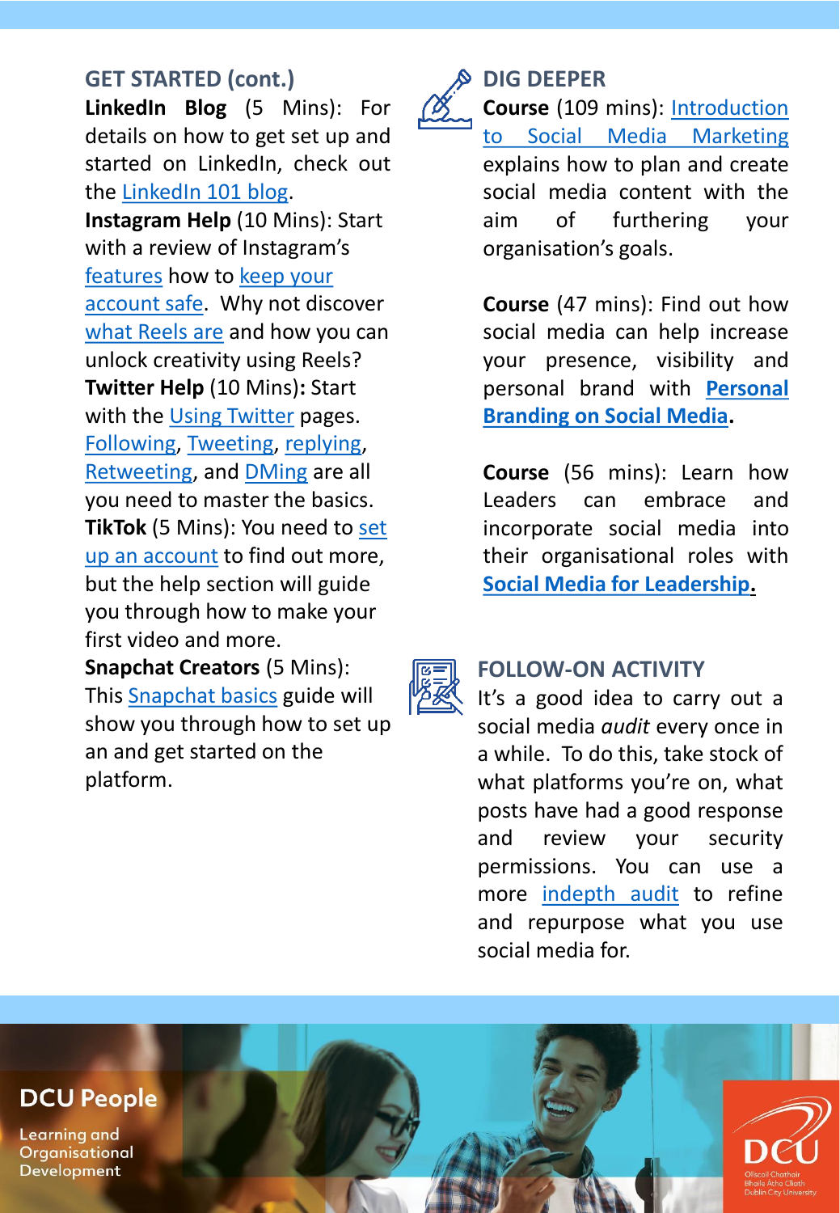## GET STARTED (cont.)

**LinkedIn Blog** (5 Mins): For details on how to get set up and started on LinkedIn, check out the LinkedIn 101 blog.

**Instagram Help** (10 Mins): Start with a review of Instagram's features how to keep your account safe. Why not discover what Reels are and how you can unlock creativity using Reels?

**Twitter Help** (10 Mins)**:** Start with the Using Twitter pages. Following, Tweeting, replying, Retweeting, and DMing are all you need to master the basics.

**TikTok** (5 Mins): You need to set up an account to find out more, but the help section will guide you through how to make your first video and more.

**Snapchat Creators** (5 Mins): This Snapchat basics guide will show you through how to set up an and get started on the platform.

## DIG DEEPER

**Course** (109 mins): Introduction to Social Media Marketing explains how to plan and create social media content with the aim of furthering your organisation's goals.

**Course** (47 mins): Find out how social media can help increase your presence, visibility and personal brand with **Personal Branding on Social Media.**

**Course** (56 mins): Learn how Leaders can embrace and incorporate social media into their organisational roles with **Social Media for Leadership.**

## FOLLOW-ON ACTIVITY

It's a good idea to carry out a social media *audit* every once in a while. To do this, take stock of what platforms you're on, what posts have had a good response and review your security permissions. You can use a more indepth audit to refine and repurpose what you use social media for.

DCU People

Learning and Organisational Development

DCU

Ollscoil Chathair Bhaile Átha Cliath
Dublin City University